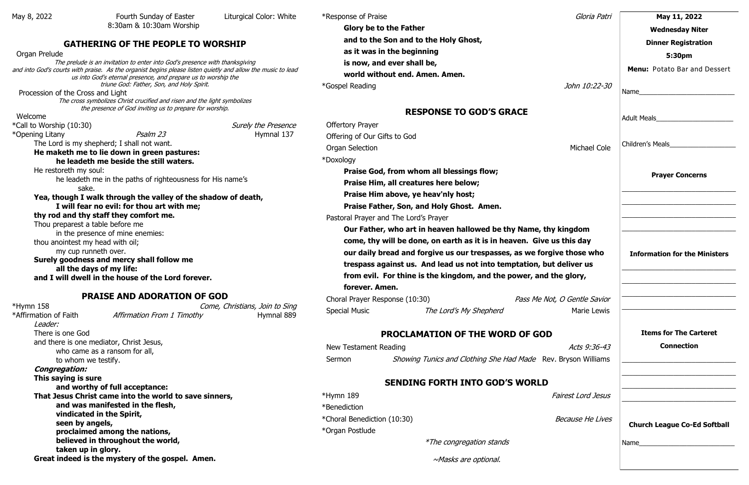May 8, 2022 | Fourth Sunday of Easter 8:30am & 10:30am Worship | Liturgical Color: White

## GATHERING OF THE PEOPLE TO WORSHIP

Organ Prelude

*The prelude is an invitation to enter into God's presence with thanksgiving and into God's courts with praise. As the organist begins please listen quietly and allow the music to lead us into God's eternal presence, and prepare us to worship the triune God: Father, Son, and Holy Spirit.*

Procession of the Cross and Light

*The cross symbolizes Christ crucified and risen and the light symbolizes the presence of God inviting us to prepare for worship.*

Welcome

*Call to Worship (10:30) — *Surely the Presence*

*Opening Litany — *Psalm 23* — Hymnal 137

The Lord is my shepherd; I shall not want.
**He maketh me to lie down in green pastures:**
**he leadeth me beside the still waters.**
He restoreth my soul:
he leadeth me in the paths of righteousness for His name's sake.
**Yea, though I walk through the valley of the shadow of death,**
**I will fear no evil: for thou art with me;**
**thy rod and thy staff they comfort me.**
Thou preparest a table before me
in the presence of mine enemies:
thou anointest my head with oil;
my cup runneth over.
**Surely goodness and mercy shall follow me**
**all the days of my life:**
**and I will dwell in the house of the Lord forever.**

## PRAISE AND ADORATION OF GOD

*Hymn 158 — *Come, Christians, Join to Sing*

*Affirmation of Faith — *Affirmation From 1 Timothy* — Hymnal 889

*Leader:*
There is one God
and there is one mediator, Christ Jesus,
who came as a ransom for all,
to whom we testify.
***Congregation:***
**This saying is sure**
**and worthy of full acceptance:**
**That Jesus Christ came into the world to save sinners,**
**and was manifested in the flesh,**
**vindicated in the Spirit,**
**seen by angels,**
**proclaimed among the nations,**
**believed in throughout the world,**
**taken up in glory.**
**Great indeed is the mystery of the gospel. Amen.**

*Response of Praise — *Gloria Patri*

**Glory be to the Father**
**and to the Son and to the Holy Ghost,**
**as it was in the beginning**
**is now, and ever shall be,**
**world without end. Amen. Amen.**

*Gospel Reading — *John 10:22-30*

## RESPONSE TO GOD'S GRACE

Offertory Prayer

Offering of Our Gifts to God

Organ Selection — Michael Cole

*Doxology

**Praise God, from whom all blessings flow;**
**Praise Him, all creatures here below;**
**Praise Him above, ye heav'nly host;**
**Praise Father, Son, and Holy Ghost. Amen.**

Pastoral Prayer and The Lord's Prayer

**Our Father, who art in heaven hallowed be thy Name, thy kingdom come, thy will be done, on earth as it is in heaven. Give us this day our daily bread and forgive us our trespasses, as we forgive those who trespass against us. And lead us not into temptation, but deliver us from evil. For thine is the kingdom, and the power, and the glory, forever. Amen.**

Choral Prayer Response (10:30) — *Pass Me Not, O Gentle Savior*

Special Music — *The Lord's My Shepherd* — Marie Lewis

## PROCLAMATION OF THE WORD OF GOD

New Testament Reading — *Acts 9:36-43*

Sermon — *Showing Tunics and Clothing She Had Made* — Rev. Bryson Williams

## SENDING FORTH INTO GOD'S WORLD

*Hymn 189 — *Fairest Lord Jesus*

*Benediction

*Choral Benediction (10:30) — *Because He Lives*

*Organ Postlude

*\*The congregation stands*

*~Masks are optional.*

---

**May 11, 2022**

**Wednesday Niter**

**Dinner Registration**

**5:30pm**

**Menu:** Potato Bar and Dessert

Name_______________________

Adult Meals_________________

Children's Meals______________

**Prayer Concerns**

___________________________

___________________________

___________________________

___________________________

**Information for the Ministers**

___________________________

___________________________

___________________________

___________________________

**Items for The Carteret Connection**

___________________________

___________________________

___________________________

___________________________

**Church League Co-Ed Softball**

Name_______________________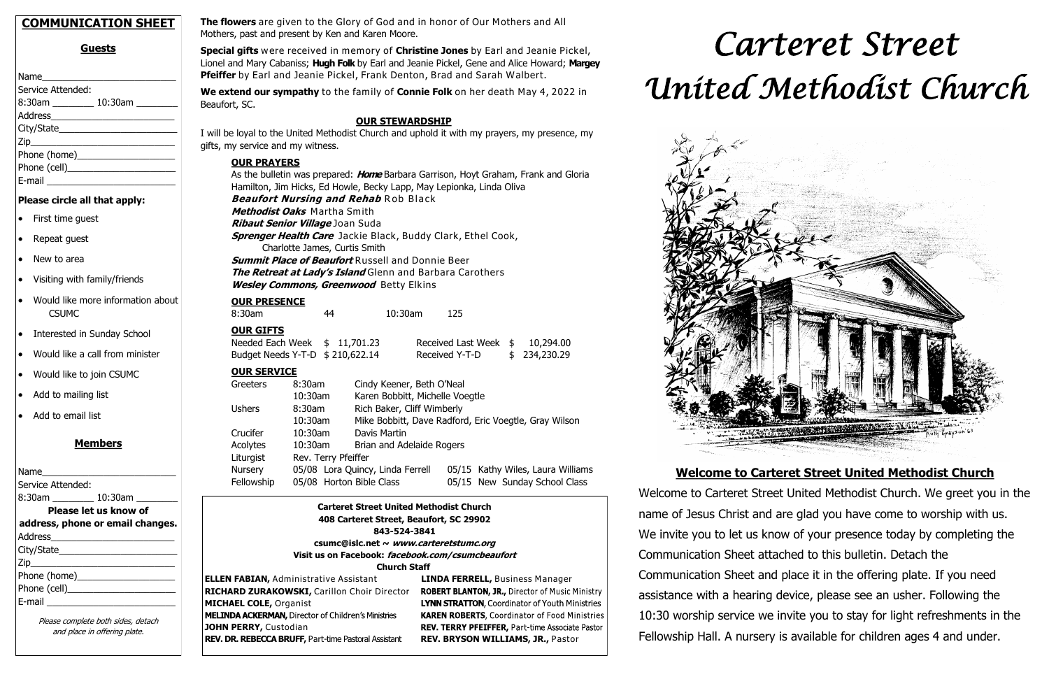## COMMUNICATION SHEET

### Guests

Name\_\_\_\_\_\_\_\_\_\_\_\_\_\_\_\_\_\_\_\_\_\_\_\_\_\_

Service Attended:

8:30am \_\_\_\_\_\_\_\_ 10:30am \_\_\_\_\_\_\_\_

Address\_\_\_\_\_\_\_\_\_\_\_\_\_\_\_\_\_\_\_\_\_\_\_\_

City/State\_\_\_\_\_\_\_\_\_\_\_\_\_\_\_\_\_\_\_\_\_\_\_

Zip\_\_\_\_\_\_\_\_\_\_\_\_\_\_\_\_\_\_\_\_\_\_\_\_\_\_\_\_

Phone (home)\_\_\_\_\_\_\_\_\_\_\_\_\_\_\_\_\_\_\_\_

Phone (cell)\_\_\_\_\_\_\_\_\_\_\_\_\_\_\_\_\_\_\_\_\_

E-mail \_\_\_\_\_\_\_\_\_\_\_\_\_\_\_\_\_\_\_\_\_\_\_\_\_

**Please circle all that apply:**

- First time guest
- Repeat guest
- New to area
- Visiting with family/friends
- Would like more information about CSUMC
- Interested in Sunday School
- Would like a call from minister
- Would like to join CSUMC
- Add to mailing list
- Add to email list

### Members

Name\_\_\_\_\_\_\_\_\_\_\_\_\_\_\_\_\_\_\_\_\_\_\_\_\_\_

Service Attended:

8:30am \_\_\_\_\_\_\_\_ 10:30am \_\_\_\_\_\_\_\_

**Please let us know of address, phone or email changes.**

Address\_\_\_\_\_\_\_\_\_\_\_\_\_\_\_\_\_\_\_\_\_\_\_\_

City/State\_\_\_\_\_\_\_\_\_\_\_\_\_\_\_\_\_\_\_\_\_\_\_

Zip\_\_\_\_\_\_\_\_\_\_\_\_\_\_\_\_\_\_\_\_\_\_\_\_\_\_\_\_

Phone (home)\_\_\_\_\_\_\_\_\_\_\_\_\_\_\_\_\_\_\_\_

Phone (cell)\_\_\_\_\_\_\_\_\_\_\_\_\_\_\_\_\_\_\_\_\_

E-mail \_\_\_\_\_\_\_\_\_\_\_\_\_\_\_\_\_\_\_\_\_\_\_\_\_

*Please complete both sides, detach and place in offering plate.*

**The flowers** are given to the Glory of God and in honor of Our Mothers and All Mothers, past and present by Ken and Karen Moore.

**Special gifts** were received in memory of **Christine Jones** by Earl and Jeanie Pickel, Lionel and Mary Cabaniss; **Hugh Folk** by Earl and Jeanie Pickel, Gene and Alice Howard; **Margey Pfeiffer** by Earl and Jeanie Pickel, Frank Denton, Brad and Sarah Walbert.

**We extend our sympathy** to the family of **Connie Folk** on her death May 4, 2022 in Beaufort, SC.

### OUR STEWARDSHIP

I will be loyal to the United Methodist Church and uphold it with my prayers, my presence, my gifts, my service and my witness.

**OUR PRAYERS**

As the bulletin was prepared: ***Home*** Barbara Garrison, Hoyt Graham, Frank and Gloria Hamilton, Jim Hicks, Ed Howle, Becky Lapp, May Lepionka, Linda Oliva
***Beaufort Nursing and Rehab*** Rob Black
***Methodist Oaks*** Martha Smith
***Ribaut Senior Village*** Joan Suda
***Sprenger Health Care*** Jackie Black, Buddy Clark, Ethel Cook, Charlotte James, Curtis Smith
***Summit Place of Beaufort*** Russell and Donnie Beer
***The Retreat at Lady's Island*** Glenn and Barbara Carothers
***Wesley Commons, Greenwood*** Betty Elkins

**OUR PRESENCE**

8:30am 44 10:30am 125

**OUR GIFTS**

| | | | |
|---|---|---|---|
| Needed Each Week | $ 11,701.23 | Received Last Week | $ 10,294.00 |
| Budget Needs Y-T-D | $ 210,622.14 | Received Y-T-D | $ 234,230.29 |

**OUR SERVICE**

| | | |
|---|---|---|
| Greeters | 8:30am | Cindy Keener, Beth O'Neal |
| | 10:30am | Karen Bobbitt, Michelle Voegtle |
| Ushers | 8:30am | Rich Baker, Cliff Wimberly |
| | 10:30am | Mike Bobbitt, Dave Radford, Eric Voegtle, Gray Wilson |
| Crucifer | 10:30am | Davis Martin |
| Acolytes | 10:30am | Brian and Adelaide Rogers |
| Liturgist | Rev. Terry Pfeiffer | |
| Nursery | 05/08 Lora Quincy, Linda Ferrell | 05/15 Kathy Wiles, Laura Williams |
| Fellowship | 05/08 Horton Bible Class | 05/15 New Sunday School Class |

**Carteret Street United Methodist Church**
**408 Carteret Street, Beaufort, SC 29902**
**843-524-3841**
**csumc@islc.net ~ *www.carteretstumc.org***
**Visit us on Facebook: *facebook.com/csumcbeaufort***
**Church Staff**

| | |
|---|---|
| **ELLEN FABIAN,** Administrative Assistant | **LINDA FERRELL,** Business Manager |
| **RICHARD ZURAKOWSKI,** Carillon Choir Director | **ROBERT BLANTON, JR.,** Director of Music Ministry |
| **MICHAEL COLE,** Organist | **LYNN STRATTON,** Coordinator of Youth Ministries |
| **MELINDA ACKERMAN,** Director of Children's Ministries | **KAREN ROBERTS,** Coordinator of Food Ministries |
| **JOHN PERRY,** Custodian | **REV. TERRY PFEIFFER,** Part-time Associate Pastor |
| **REV. DR. REBECCA BRUFF,** Part-time Pastoral Assistant | **REV. BRYSON WILLIAMS, JR.,** Pastor |

# *Carteret Street United Methodist Church*

### Welcome to Carteret Street United Methodist Church

Welcome to Carteret Street United Methodist Church. We greet you in the name of Jesus Christ and are glad you have come to worship with us. We invite you to let us know of your presence today by completing the Communication Sheet attached to this bulletin. Detach the Communication Sheet and place it in the offering plate. If you need assistance with a hearing device, please see an usher. Following the 10:30 worship service we invite you to stay for light refreshments in the Fellowship Hall. A nursery is available for children ages 4 and under.